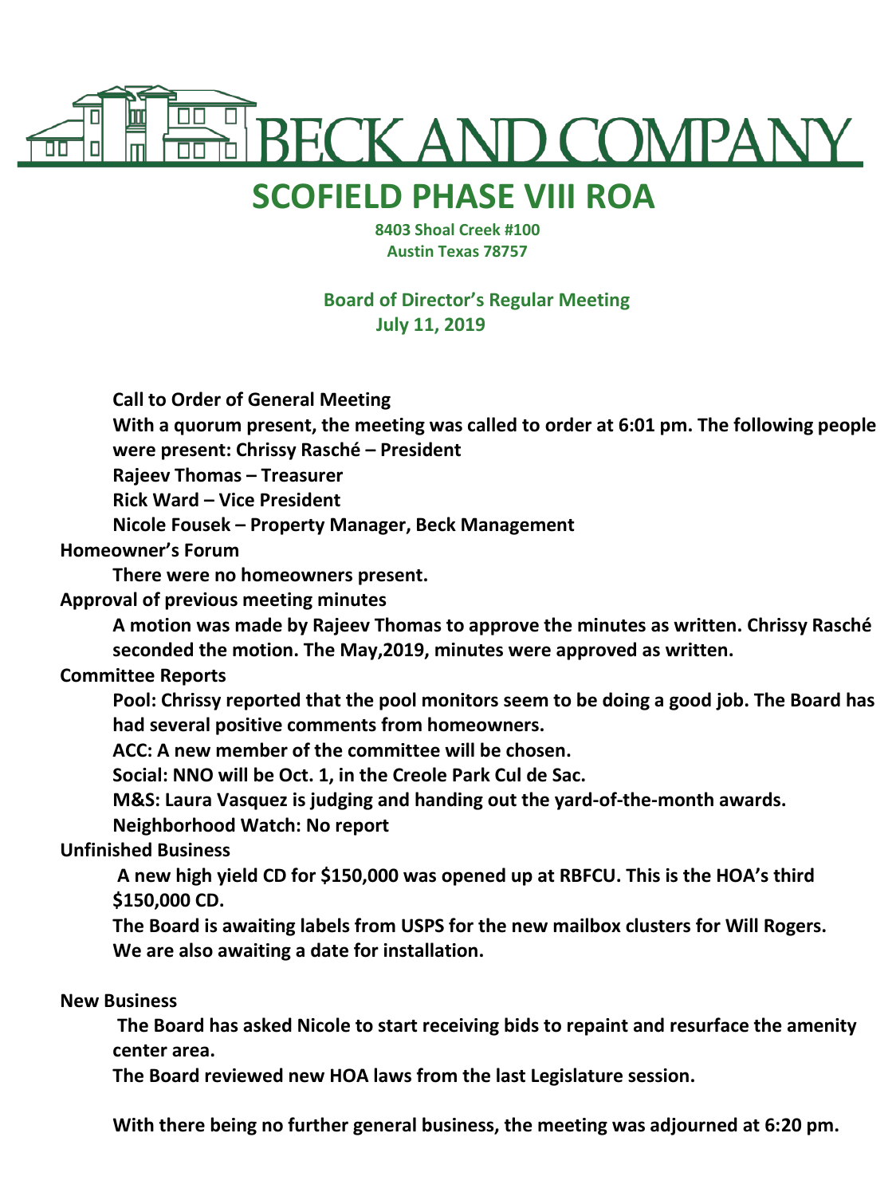# BECK AND COMPANY

# SCOFIELD PHASE VIII ROA

8403 Shoal Creek #100
Austin Texas 78757

**Board of Director's Regular Meeting**
**July 11, 2019**

**Call to Order of General Meeting**

**With a quorum present, the meeting was called to order at 6:01 pm. The following people were present: Chrissy Rasché – President**

**Rajeev Thomas – Treasurer**

**Rick Ward – Vice President**

**Nicole Fousek – Property Manager, Beck Management**

**Homeowner's Forum**

**There were no homeowners present.**

**Approval of previous meeting minutes**

**A motion was made by Rajeev Thomas to approve the minutes as written. Chrissy Rasché seconded the motion. The May,2019, minutes were approved as written.**

**Committee Reports**

**Pool: Chrissy reported that the pool monitors seem to be doing a good job. The Board has had several positive comments from homeowners.**

**ACC: A new member of the committee will be chosen.**

**Social: NNO will be Oct. 1, in the Creole Park Cul de Sac.**

**M&S: Laura Vasquez is judging and handing out the yard-of-the-month awards.**

**Neighborhood Watch: No report**

**Unfinished Business**

**A new high yield CD for $150,000 was opened up at RBFCU. This is the HOA's third $150,000 CD.**

**The Board is awaiting labels from USPS for the new mailbox clusters for Will Rogers. We are also awaiting a date for installation.**

**New Business**

**The Board has asked Nicole to start receiving bids to repaint and resurface the amenity center area.**

**The Board reviewed new HOA laws from the last Legislature session.**

**With there being no further general business, the meeting was adjourned at 6:20 pm.**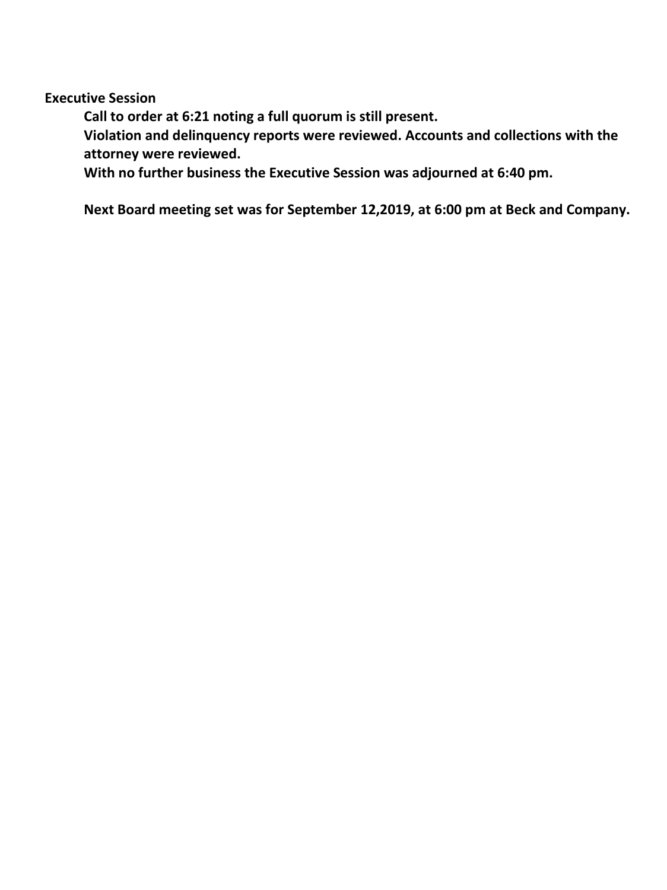**Executive Session**

**Call to order at 6:21 noting a full quorum is still present.**

**Violation and delinquency reports were reviewed. Accounts and collections with the attorney were reviewed.**

**With no further business the Executive Session was adjourned at 6:40 pm.**

**Next Board meeting set was for September 12,2019, at 6:00 pm at Beck and Company.**